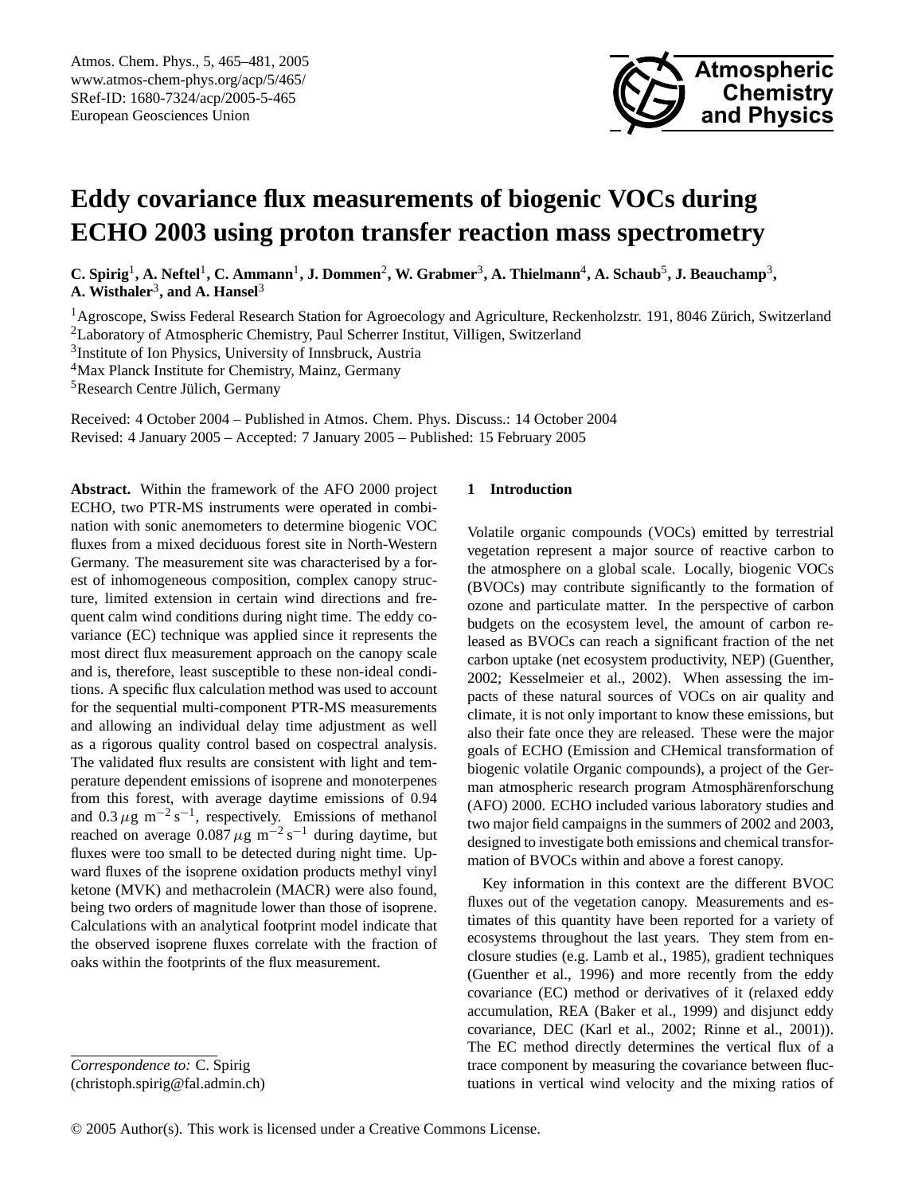# Eddy covariance flux measurements of biogenic VOCs during ECHO 2003 using proton transfer reaction mass spectrometry

**C. Spirig[1], A. Neftel[1], C. Ammann[1], J. Dommen[2], W. Grabmer[3], A. Thielmann[4], A. Schaub[5], J. Beauchamp[3], A. Wisthaler[3], and A. Hansel[3]**

[1]Agroscope, Swiss Federal Research Station for Agroecology and Agriculture, Reckenholzstr. 191, 8046 Zürich, Switzerland
[2]Laboratory of Atmospheric Chemistry, Paul Scherrer Institut, Villigen, Switzerland
[3]Institute of Ion Physics, University of Innsbruck, Austria
[4]Max Planck Institute for Chemistry, Mainz, Germany
[5]Research Centre Jülich, Germany

Received: 4 October 2004 – Published in Atmos. Chem. Phys. Discuss.: 14 October 2004
Revised: 4 January 2005 – Accepted: 7 January 2005 – Published: 15 February 2005

**Abstract.** Within the framework of the AFO 2000 project ECHO, two PTR-MS instruments were operated in combination with sonic anemometers to determine biogenic VOC fluxes from a mixed deciduous forest site in North-Western Germany. The measurement site was characterised by a forest of inhomogeneous composition, complex canopy structure, limited extension in certain wind directions and frequent calm wind conditions during night time. The eddy covariance (EC) technique was applied since it represents the most direct flux measurement approach on the canopy scale and is, therefore, least susceptible to these non-ideal conditions. A specific flux calculation method was used to account for the sequential multi-component PTR-MS measurements and allowing an individual delay time adjustment as well as a rigorous quality control based on cospectral analysis. The validated flux results are consistent with light and temperature dependent emissions of isoprene and monoterpenes from this forest, with average daytime emissions of 0.94 and 0.3 $\mu$g m$^{-2}$ s$^{-1}$, respectively. Emissions of methanol reached on average 0.087 $\mu$g m$^{-2}$ s$^{-1}$ during daytime, but fluxes were too small to be detected during night time. Upward fluxes of the isoprene oxidation products methyl vinyl ketone (MVK) and methacrolein (MACR) were also found, being two orders of magnitude lower than those of isoprene. Calculations with an analytical footprint model indicate that the observed isoprene fluxes correlate with the fraction of oaks within the footprints of the flux measurement.

*Correspondence to:* C. Spirig
(christoph.spirig@fal.admin.ch)

## 1 Introduction

Volatile organic compounds (VOCs) emitted by terrestrial vegetation represent a major source of reactive carbon to the atmosphere on a global scale. Locally, biogenic VOCs (BVOCs) may contribute significantly to the formation of ozone and particulate matter. In the perspective of carbon budgets on the ecosystem level, the amount of carbon released as BVOCs can reach a significant fraction of the net carbon uptake (net ecosystem productivity, NEP) (Guenther, 2002; Kesselmeier et al., 2002). When assessing the impacts of these natural sources of VOCs on air quality and climate, it is not only important to know these emissions, but also their fate once they are released. These were the major goals of ECHO (Emission and CHemical transformation of biogenic volatile Organic compounds), a project of the German atmospheric research program Atmosphärenforschung (AFO) 2000. ECHO included various laboratory studies and two major field campaigns in the summers of 2002 and 2003, designed to investigate both emissions and chemical transformation of BVOCs within and above a forest canopy.

Key information in this context are the different BVOC fluxes out of the vegetation canopy. Measurements and estimates of this quantity have been reported for a variety of ecosystems throughout the last years. They stem from enclosure studies (e.g. Lamb et al., 1985), gradient techniques (Guenther et al., 1996) and more recently from the eddy covariance (EC) method or derivatives of it (relaxed eddy accumulation, REA (Baker et al., 1999) and disjunct eddy covariance, DEC (Karl et al., 2002; Rinne et al., 2001)). The EC method directly determines the vertical flux of a trace component by measuring the covariance between fluctuations in vertical wind velocity and the mixing ratios of

© 2005 Author(s). This work is licensed under a Creative Commons License.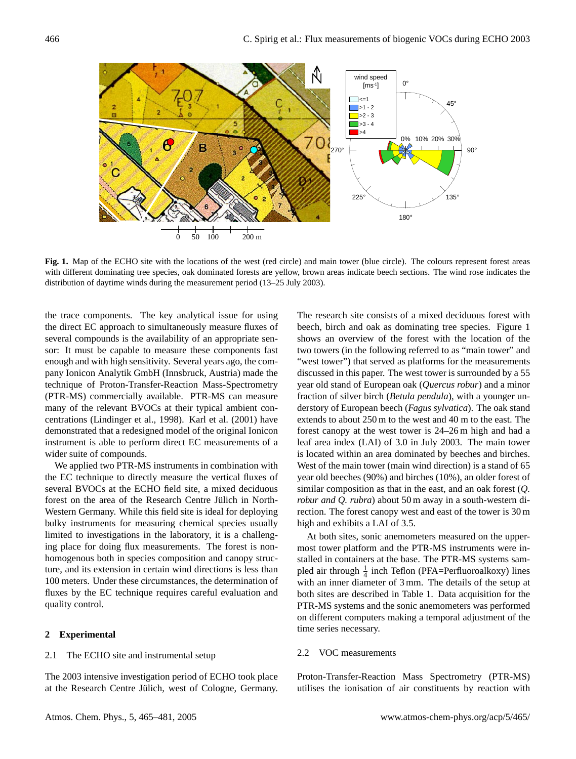**Fig. 1.** Map of the ECHO site with the locations of the west (red circle) and main tower (blue circle). The colours represent forest areas with different dominating tree species, oak dominated forests are yellow, brown areas indicate beech sections. The wind rose indicates the distribution of daytime winds during the measurement period (13–25 July 2003).

the trace components. The key analytical issue for using the direct EC approach to simultaneously measure fluxes of several compounds is the availability of an appropriate sensor: It must be capable to measure these components fast enough and with high sensitivity. Several years ago, the company Ionicon Analytik GmbH (Innsbruck, Austria) made the technique of Proton-Transfer-Reaction Mass-Spectrometry (PTR-MS) commercially available. PTR-MS can measure many of the relevant BVOCs at their typical ambient concentrations (Lindinger et al., 1998). Karl et al. (2001) have demonstrated that a redesigned model of the original Ionicon instrument is able to perform direct EC measurements of a wider suite of compounds.

We applied two PTR-MS instruments in combination with the EC technique to directly measure the vertical fluxes of several BVOCs at the ECHO field site, a mixed deciduous forest on the area of the Research Centre Jülich in North-Western Germany. While this field site is ideal for deploying bulky instruments for measuring chemical species usually limited to investigations in the laboratory, it is a challenging place for doing flux measurements. The forest is non-homogenous both in species composition and canopy structure, and its extension in certain wind directions is less than 100 meters. Under these circumstances, the determination of fluxes by the EC technique requires careful evaluation and quality control.

## 2 Experimental

### 2.1 The ECHO site and instrumental setup

The 2003 intensive investigation period of ECHO took place at the Research Centre Jülich, west of Cologne, Germany. The research site consists of a mixed deciduous forest with beech, birch and oak as dominating tree species. Figure 1 shows an overview of the forest with the location of the two towers (in the following referred to as "main tower" and "west tower") that served as platforms for the measurements discussed in this paper. The west tower is surrounded by a 55 year old stand of European oak (*Quercus robur*) and a minor fraction of silver birch (*Betula pendula*), with a younger understory of European beech (*Fagus sylvatica*). The oak stand extends to about 250 m to the west and 40 m to the east. The forest canopy at the west tower is 24–26 m high and had a leaf area index (LAI) of 3.0 in July 2003. The main tower is located within an area dominated by beeches and birches. West of the main tower (main wind direction) is a stand of 65 year old beeches (90%) and birches (10%), an older forest of similar composition as that in the east, and an oak forest (*Q. robur and Q. rubra*) about 50 m away in a south-western direction. The forest canopy west and east of the tower is 30 m high and exhibits a LAI of 3.5.

At both sites, sonic anemometers measured on the uppermost tower platform and the PTR-MS instruments were installed in containers at the base. The PTR-MS systems sampled air through $\frac{1}{4}$ inch Teflon (PFA=Perfluoroalkoxy) lines with an inner diameter of 3 mm. The details of the setup at both sites are described in Table 1. Data acquisition for the PTR-MS systems and the sonic anemometers was performed on different computers making a temporal adjustment of the time series necessary.

### 2.2 VOC measurements

Proton-Transfer-Reaction Mass Spectrometry (PTR-MS) utilises the ionisation of air constituents by reaction with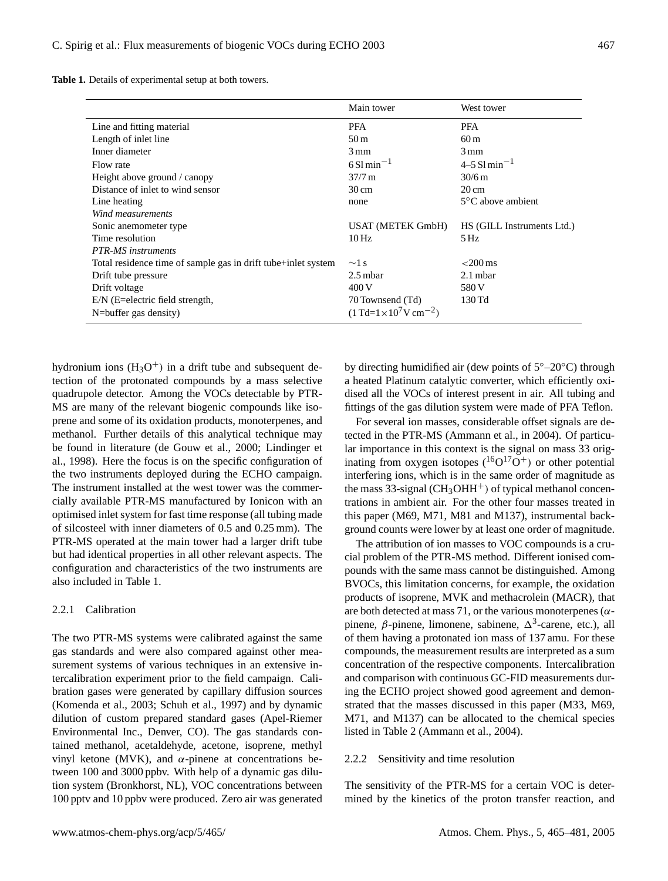**Table 1.** Details of experimental setup at both towers.

| | Main tower | West tower |
|---|---|---|
| Line and fitting material | PFA | PFA |
| Length of inlet line | 50 m | 60 m |
| Inner diameter | 3 mm | 3 mm |
| Flow rate | 6 Sl $\text{min}^{-1}$ | 4–5 Sl $\text{min}^{-1}$ |
| Height above ground / canopy | 37/7 m | 30/6 m |
| Distance of inlet to wind sensor | 30 cm | 20 cm |
| Line heating | none | 5°C above ambient |
| *Wind measurements* | | |
| Sonic anemometer type | USAT (METEK GmbH) | HS (GILL Instruments Ltd.) |
| Time resolution | 10 Hz | 5 Hz |
| *PTR-MS instruments* | | |
| Total residence time of sample gas in drift tube+inlet system | ~1 s | <200 ms |
| Drift tube pressure | 2.5 mbar | 2.1 mbar |
| Drift voltage | 400 V | 580 V |
| E/N (E=electric field strength, N=buffer gas density) | 70 Townsend (Td) (1 Td=$1\times10^{7}$ V $\text{cm}^{-2}$) | 130 Td |

hydronium ions ($H_3O^+$) in a drift tube and subsequent detection of the protonated compounds by a mass selective quadrupole detector. Among the VOCs detectable by PTR-MS are many of the relevant biogenic compounds like isoprene and some of its oxidation products, monoterpenes, and methanol. Further details of this analytical technique may be found in literature (de Gouw et al., 2000; Lindinger et al., 1998). Here the focus is on the specific configuration of the two instruments deployed during the ECHO campaign. The instrument installed at the west tower was the commercially available PTR-MS manufactured by Ionicon with an optimised inlet system for fast time response (all tubing made of silcosteel with inner diameters of 0.5 and 0.25 mm). The PTR-MS operated at the main tower had a larger drift tube but had identical properties in all other relevant aspects. The configuration and characteristics of the two instruments are also included in Table 1.

#### 2.2.1 Calibration

The two PTR-MS systems were calibrated against the same gas standards and were also compared against other measurement systems of various techniques in an extensive intercalibration experiment prior to the field campaign. Calibration gases were generated by capillary diffusion sources (Komenda et al., 2003; Schuh et al., 1997) and by dynamic dilution of custom prepared standard gases (Apel-Riemer Environmental Inc., Denver, CO). The gas standards contained methanol, acetaldehyde, acetone, isoprene, methyl vinyl ketone (MVK), and $\alpha$-pinene at concentrations between 100 and 3000 ppbv. With help of a dynamic gas dilution system (Bronkhorst, NL), VOC concentrations between 100 pptv and 10 ppbv were produced. Zero air was generated by directing humidified air (dew points of 5°–20°C) through a heated Platinum catalytic converter, which efficiently oxidised all the VOCs of interest present in air. All tubing and fittings of the gas dilution system were made of PFA Teflon.

For several ion masses, considerable offset signals are detected in the PTR-MS (Ammann et al., in 2004). Of particular importance in this context is the signal on mass 33 originating from oxygen isotopes ($^{16}O^{17}O^+$) or other potential interfering ions, which is in the same order of magnitude as the mass 33-signal ($CH_3OHH^+$) of typical methanol concentrations in ambient air. For the other four masses treated in this paper (M69, M71, M81 and M137), instrumental background counts were lower by at least one order of magnitude.

The attribution of ion masses to VOC compounds is a crucial problem of the PTR-MS method. Different ionised compounds with the same mass cannot be distinguished. Among BVOCs, this limitation concerns, for example, the oxidation products of isoprene, MVK and methacrolein (MACR), that are both detected at mass 71, or the various monoterpenes ($\alpha$-pinene, $\beta$-pinene, limonene, sabinene, $\Delta^3$-carene, etc.), all of them having a protonated ion mass of 137 amu. For these compounds, the measurement results are interpreted as a sum concentration of the respective components. Intercalibration and comparison with continuous GC-FID measurements during the ECHO project showed good agreement and demonstrated that the masses discussed in this paper (M33, M69, M71, and M137) can be allocated to the chemical species listed in Table 2 (Ammann et al., 2004).

#### 2.2.2 Sensitivity and time resolution

The sensitivity of the PTR-MS for a certain VOC is determined by the kinetics of the proton transfer reaction, and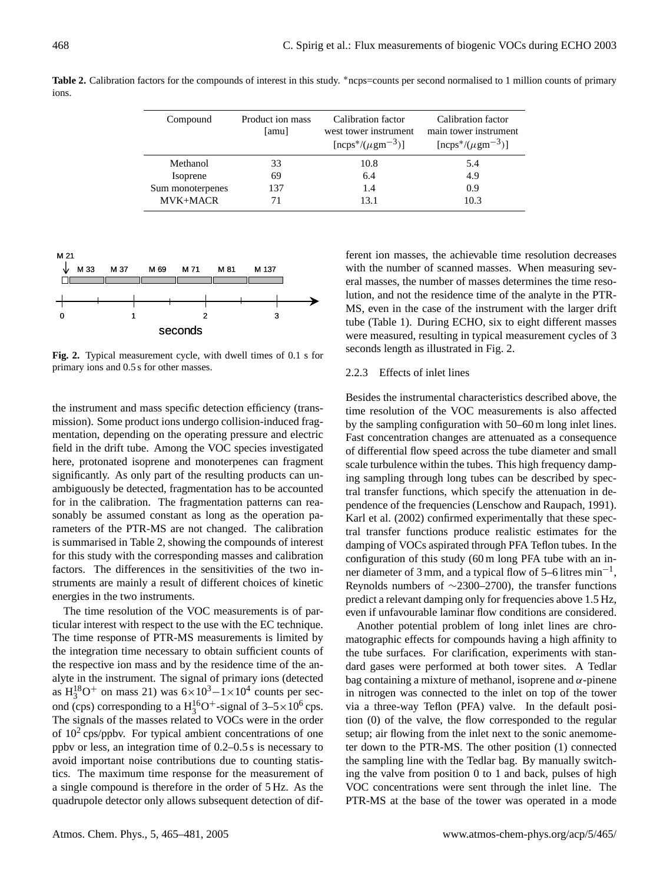**Table 2.** Calibration factors for the compounds of interest in this study. *ncps=counts per second normalised to 1 million counts of primary ions.

| Compound | Product ion mass [amu] | Calibration factor west tower instrument [ncps*/($\mu$gm$^{-3}$)] | Calibration factor main tower instrument [ncps*/($\mu$gm$^{-3}$)] |
|---|---|---|---|
| Methanol | 33 | 10.8 | 5.4 |
| Isoprene | 69 | 6.4 | 4.9 |
| Sum monoterpenes | 137 | 1.4 | 0.9 |
| MVK+MACR | 71 | 13.1 | 10.3 |

**Fig. 2.** Typical measurement cycle, with dwell times of 0.1 s for primary ions and 0.5 s for other masses.

the instrument and mass specific detection efficiency (transmission). Some product ions undergo collision-induced fragmentation, depending on the operating pressure and electric field in the drift tube. Among the VOC species investigated here, protonated isoprene and monoterpenes can fragment significantly. As only part of the resulting products can unambiguously be detected, fragmentation has to be accounted for in the calibration. The fragmentation patterns can reasonably be assumed constant as long as the operation parameters of the PTR-MS are not changed. The calibration is summarised in Table 2, showing the compounds of interest for this study with the corresponding masses and calibration factors. The differences in the sensitivities of the two instruments are mainly a result of different choices of kinetic energies in the two instruments.

The time resolution of the VOC measurements is of particular interest with respect to the use with the EC technique. The time response of PTR-MS measurements is limited by the integration time necessary to obtain sufficient counts of the respective ion mass and by the residence time of the analyte in the instrument. The signal of primary ions (detected as $H_3^{18}O^+$ on mass 21) was $6\times10^3-1\times10^4$ counts per second (cps) corresponding to a $H_3^{16}O^+$-signal of $3–5\times10^6$ cps. The signals of the masses related to VOCs were in the order of $10^2$ cps/ppbv. For typical ambient concentrations of one ppbv or less, an integration time of 0.2–0.5 s is necessary to avoid important noise contributions due to counting statistics. The maximum time response for the measurement of a single compound is therefore in the order of 5 Hz. As the quadrupole detector only allows subsequent detection of different ion masses, the achievable time resolution decreases with the number of scanned masses. When measuring several masses, the number of masses determines the time resolution, and not the residence time of the analyte in the PTR-MS, even in the case of the instrument with the larger drift tube (Table 1). During ECHO, six to eight different masses were measured, resulting in typical measurement cycles of 3 seconds length as illustrated in Fig. 2.

#### 2.2.3 Effects of inlet lines

Besides the instrumental characteristics described above, the time resolution of the VOC measurements is also affected by the sampling configuration with 50–60 m long inlet lines. Fast concentration changes are attenuated as a consequence of differential flow speed across the tube diameter and small scale turbulence within the tubes. This high frequency damping sampling through long tubes can be described by spectral transfer functions, which specify the attenuation in dependence of the frequencies (Lenschow and Raupach, 1991). Karl et al. (2002) confirmed experimentally that these spectral transfer functions produce realistic estimates for the damping of VOCs aspirated through PFA Teflon tubes. In the configuration of this study (60 m long PFA tube with an inner diameter of 3 mm, and a typical flow of 5–6 litres min$^{-1}$, Reynolds numbers of ~2300–2700), the transfer functions predict a relevant damping only for frequencies above 1.5 Hz, even if unfavourable laminar flow conditions are considered.

Another potential problem of long inlet lines are chromatographic effects for compounds having a high affinity to the tube surfaces. For clarification, experiments with standard gases were performed at both tower sites. A Tedlar bag containing a mixture of methanol, isoprene and $\alpha$-pinene in nitrogen was connected to the inlet on top of the tower via a three-way Teflon (PFA) valve. In the default position (0) of the valve, the flow corresponded to the regular setup; air flowing from the inlet next to the sonic anemometer down to the PTR-MS. The other position (1) connected the sampling line with the Tedlar bag. By manually switching the valve from position 0 to 1 and back, pulses of high VOC concentrations were sent through the inlet line. The PTR-MS at the base of the tower was operated in a mode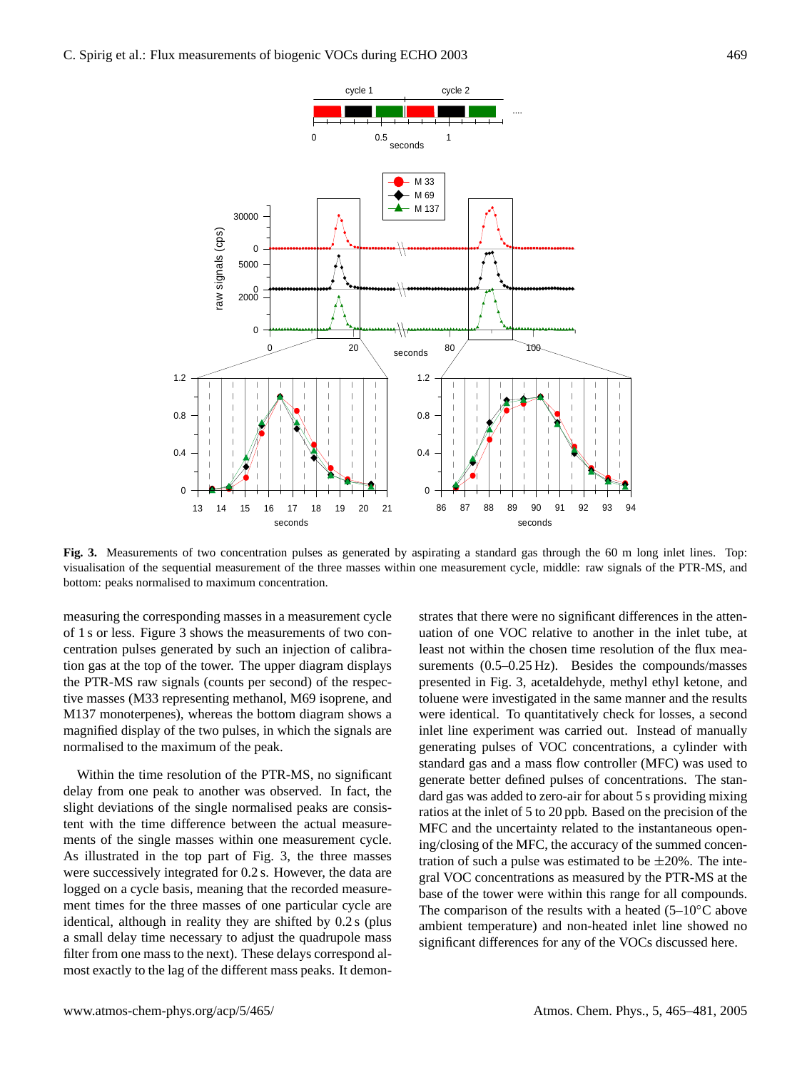**Fig. 3.** Measurements of two concentration pulses as generated by aspirating a standard gas through the 60 m long inlet lines. Top: visualisation of the sequential measurement of the three masses within one measurement cycle, middle: raw signals of the PTR-MS, and bottom: peaks normalised to maximum concentration.

measuring the corresponding masses in a measurement cycle of 1 s or less. Figure 3 shows the measurements of two concentration pulses generated by such an injection of calibration gas at the top of the tower. The upper diagram displays the PTR-MS raw signals (counts per second) of the respective masses (M33 representing methanol, M69 isoprene, and M137 monoterpenes), whereas the bottom diagram shows a magnified display of the two pulses, in which the signals are normalised to the maximum of the peak.

Within the time resolution of the PTR-MS, no significant delay from one peak to another was observed. In fact, the slight deviations of the single normalised peaks are consistent with the time difference between the actual measurements of the single masses within one measurement cycle. As illustrated in the top part of Fig. 3, the three masses were successively integrated for 0.2 s. However, the data are logged on a cycle basis, meaning that the recorded measurement times for the three masses of one particular cycle are identical, although in reality they are shifted by 0.2 s (plus a small delay time necessary to adjust the quadrupole mass filter from one mass to the next). These delays correspond almost exactly to the lag of the different mass peaks. It demonstrates that there were no significant differences in the attenuation of one VOC relative to another in the inlet tube, at least not within the chosen time resolution of the flux measurements (0.5–0.25 Hz). Besides the compounds/masses presented in Fig. 3, acetaldehyde, methyl ethyl ketone, and toluene were investigated in the same manner and the results were identical. To quantitatively check for losses, a second inlet line experiment was carried out. Instead of manually generating pulses of VOC concentrations, a cylinder with standard gas and a mass flow controller (MFC) was used to generate better defined pulses of concentrations. The standard gas was added to zero-air for about 5 s providing mixing ratios at the inlet of 5 to 20 ppb. Based on the precision of the MFC and the uncertainty related to the instantaneous opening/closing of the MFC, the accuracy of the summed concentration of such a pulse was estimated to be ±20%. The integral VOC concentrations as measured by the PTR-MS at the base of the tower were within this range for all compounds. The comparison of the results with a heated (5–10°C above ambient temperature) and non-heated inlet line showed no significant differences for any of the VOCs discussed here.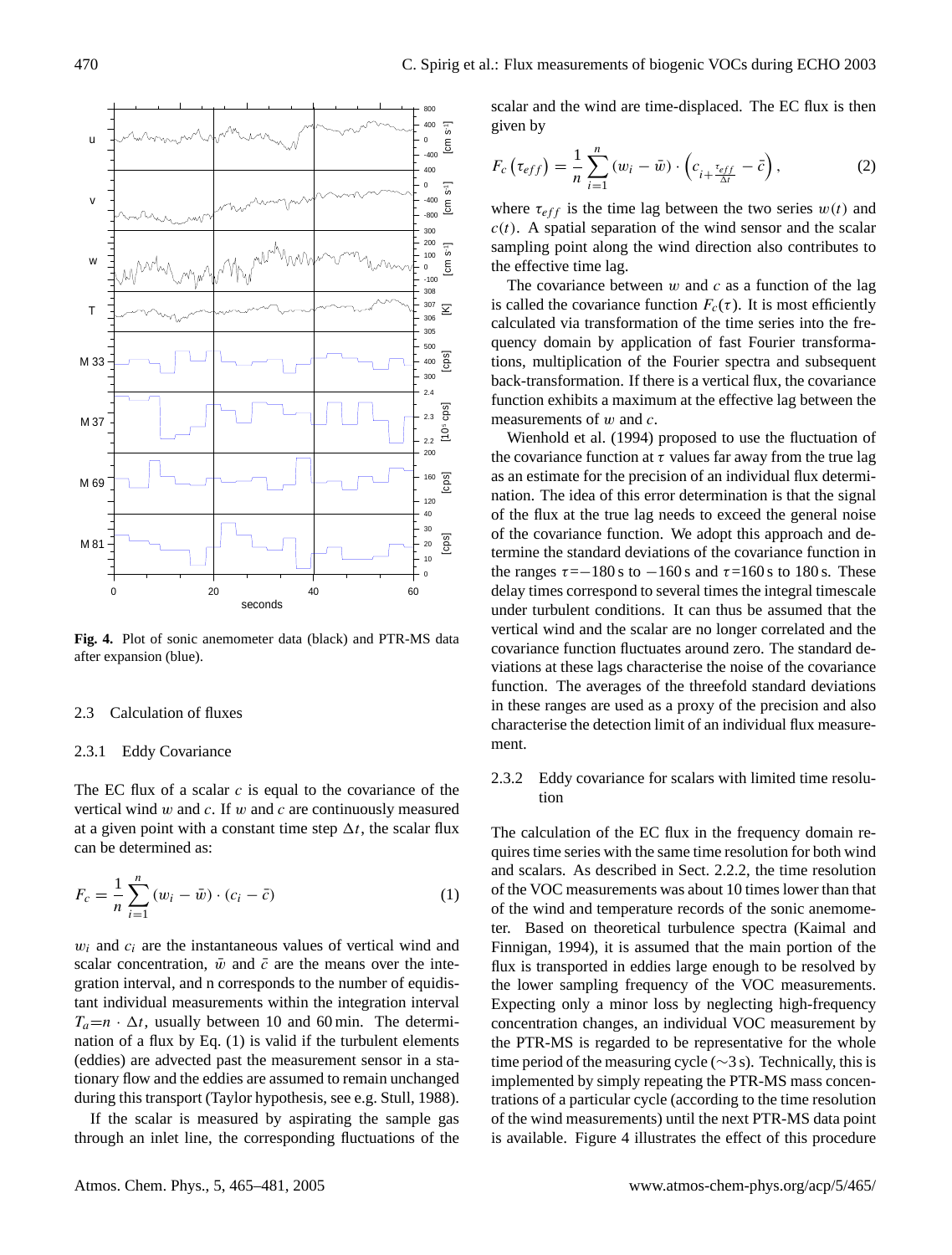**Fig. 4.** Plot of sonic anemometer data (black) and PTR-MS data after expansion (blue).

### 2.3 Calculation of fluxes

#### 2.3.1 Eddy Covariance

The EC flux of a scalar $c$ is equal to the covariance of the vertical wind $w$ and $c$. If $w$ and $c$ are continuously measured at a given point with a constant time step $\Delta t$, the scalar flux can be determined as:

$$F_c = \frac{1}{n}\sum_{i=1}^{n}(w_i - \bar{w}) \cdot (c_i - \bar{c}) \tag{1}$$

$w_i$ and $c_i$ are the instantaneous values of vertical wind and scalar concentration, $\bar{w}$ and $\bar{c}$ are the means over the integration interval, and n corresponds to the number of equidistant individual measurements within the integration interval $T_a = n \cdot \Delta t$, usually between 10 and 60 min. The determination of a flux by Eq. (1) is valid if the turbulent elements (eddies) are advected past the measurement sensor in a stationary flow and the eddies are assumed to remain unchanged during this transport (Taylor hypothesis, see e.g. Stull, 1988).

If the scalar is measured by aspirating the sample gas through an inlet line, the corresponding fluctuations of the scalar and the wind are time-displaced. The EC flux is then given by

$$F_c\left(\tau_{eff}\right) = \frac{1}{n}\sum_{i=1}^{n}(w_i - \bar{w}) \cdot \left(c_{i+\frac{\tau_{eff}}{\Delta t}} - \bar{c}\right), \tag{2}$$

where $\tau_{eff}$ is the time lag between the two series $w(t)$ and $c(t)$. A spatial separation of the wind sensor and the scalar sampling point along the wind direction also contributes to the effective time lag.

The covariance between $w$ and $c$ as a function of the lag is called the covariance function $F_c(\tau)$. It is most efficiently calculated via transformation of the time series into the frequency domain by application of fast Fourier transformations, multiplication of the Fourier spectra and subsequent back-transformation. If there is a vertical flux, the covariance function exhibits a maximum at the effective lag between the measurements of $w$ and $c$.

Wienhold et al. (1994) proposed to use the fluctuation of the covariance function at $\tau$ values far away from the true lag as an estimate for the precision of an individual flux determination. The idea of this error determination is that the signal of the flux at the true lag needs to exceed the general noise of the covariance function. We adopt this approach and determine the standard deviations of the covariance function in the ranges $\tau$=−180 s to −160 s and $\tau$=160 s to 180 s. These delay times correspond to several times the integral timescale under turbulent conditions. It can thus be assumed that the vertical wind and the scalar are no longer correlated and the covariance function fluctuates around zero. The standard deviations at these lags characterise the noise of the covariance function. The averages of the threefold standard deviations in these ranges are used as a proxy of the precision and also characterise the detection limit of an individual flux measurement.

#### 2.3.2 Eddy covariance for scalars with limited time resolution

The calculation of the EC flux in the frequency domain requires time series with the same time resolution for both wind and scalars. As described in Sect. 2.2.2, the time resolution of the VOC measurements was about 10 times lower than that of the wind and temperature records of the sonic anemometer. Based on theoretical turbulence spectra (Kaimal and Finnigan, 1994), it is assumed that the main portion of the flux is transported in eddies large enough to be resolved by the lower sampling frequency of the VOC measurements. Expecting only a minor loss by neglecting high-frequency concentration changes, an individual VOC measurement by the PTR-MS is regarded to be representative for the whole time period of the measuring cycle (∼3 s). Technically, this is implemented by simply repeating the PTR-MS mass concentrations of a particular cycle (according to the time resolution of the wind measurements) until the next PTR-MS data point is available. Figure 4 illustrates the effect of this procedure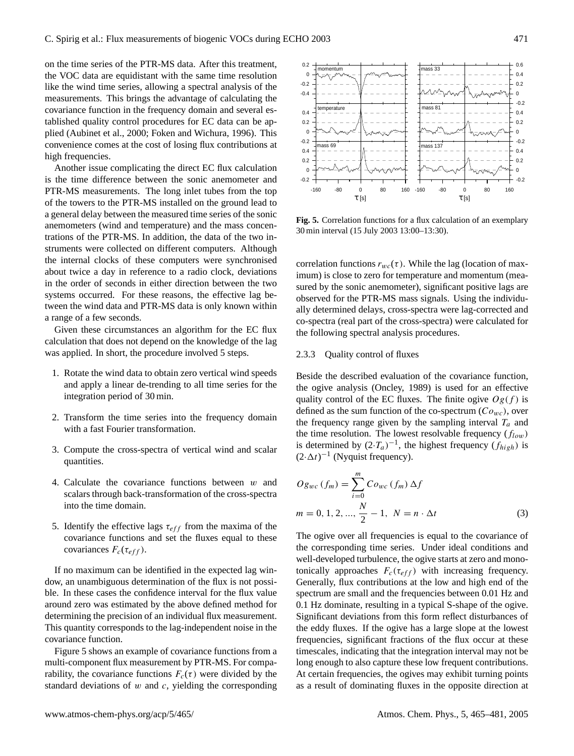on the time series of the PTR-MS data. After this treatment, the VOC data are equidistant with the same time resolution like the wind time series, allowing a spectral analysis of the measurements. This brings the advantage of calculating the covariance function in the frequency domain and several established quality control procedures for EC data can be applied (Aubinet et al., 2000; Foken and Wichura, 1996). This convenience comes at the cost of losing flux contributions at high frequencies.

Another issue complicating the direct EC flux calculation is the time difference between the sonic anemometer and PTR-MS measurements. The long inlet tubes from the top of the towers to the PTR-MS installed on the ground lead to a general delay between the measured time series of the sonic anemometers (wind and temperature) and the mass concentrations of the PTR-MS. In addition, the data of the two instruments were collected on different computers. Although the internal clocks of these computers were synchronised about twice a day in reference to a radio clock, deviations in the order of seconds in either direction between the two systems occurred. For these reasons, the effective lag between the wind data and PTR-MS data is only known within a range of a few seconds.

Given these circumstances an algorithm for the EC flux calculation that does not depend on the knowledge of the lag was applied. In short, the procedure involved 5 steps.

1. Rotate the wind data to obtain zero vertical wind speeds and apply a linear de-trending to all time series for the integration period of 30 min.
2. Transform the time series into the frequency domain with a fast Fourier transformation.
3. Compute the cross-spectra of vertical wind and scalar quantities.
4. Calculate the covariance functions between $w$ and scalars through back-transformation of the cross-spectra into the time domain.
5. Identify the effective lags $\tau_{eff}$ from the maxima of the covariance functions and set the fluxes equal to these covariances $F_c(\tau_{eff})$.

If no maximum can be identified in the expected lag window, an unambiguous determination of the flux is not possible. In these cases the confidence interval for the flux value around zero was estimated by the above defined method for determining the precision of an individual flux measurement. This quantity corresponds to the lag-independent noise in the covariance function.

Figure 5 shows an example of covariance functions from a multi-component flux measurement by PTR-MS. For comparability, the covariance functions $F_c(\tau)$ were divided by the standard deviations of $w$ and $c$, yielding the corresponding correlation functions $r_{wc}(\tau)$. While the lag (location of maximum) is close to zero for temperature and momentum (measured by the sonic anemometer), significant positive lags are observed for the PTR-MS mass signals. Using the individually determined delays, cross-spectra were lag-corrected and co-spectra (real part of the cross-spectra) were calculated for the following spectral analysis procedures.

**Fig. 5.** Correlation functions for a flux calculation of an exemplary 30 min interval (15 July 2003 13:00–13:30).

#### 2.3.3 Quality control of fluxes

Beside the described evaluation of the covariance function, the ogive analysis (Oncley, 1989) is used for an effective quality control of the EC fluxes. The finite ogive $Og(f)$ is defined as the sum function of the co-spectrum ($Co_{wc}$), over the frequency range given by the sampling interval $T_a$ and the time resolution. The lowest resolvable frequency ($f_{low}$) is determined by $(2 \cdot T_a)^{-1}$, the highest frequency ($f_{high}$) is $(2 \cdot \Delta t)^{-1}$ (Nyquist frequency).

$$
Og_{wc}(f_m) = \sum_{i=0}^{m} Co_{wc}(f_m)\,\Delta f
$$
$$
m = 0, 1, 2, ..., \frac{N}{2} - 1, \; N = n \cdot \Delta t \tag{3}
$$

The ogive over all frequencies is equal to the covariance of the corresponding time series. Under ideal conditions and well-developed turbulence, the ogive starts at zero and monotonically approaches $F_c(\tau_{eff})$ with increasing frequency. Generally, flux contributions at the low and high end of the spectrum are small and the frequencies between 0.01 Hz and 0.1 Hz dominate, resulting in a typical S-shape of the ogive. Significant deviations from this form reflect disturbances of the eddy fluxes. If the ogive has a large slope at the lowest frequencies, significant fractions of the flux occur at these timescales, indicating that the integration interval may not be long enough to also capture these low frequent contributions. At certain frequencies, the ogives may exhibit turning points as a result of dominating fluxes in the opposite direction at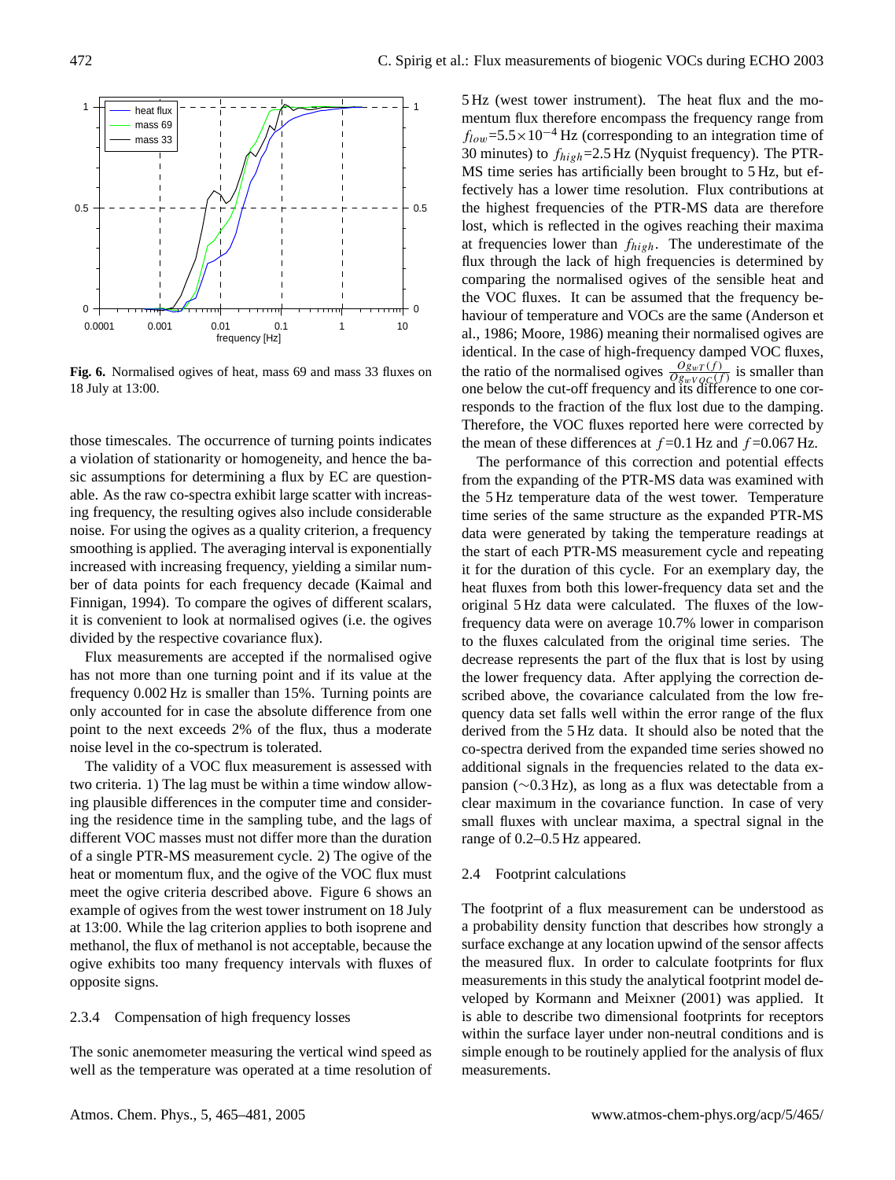**Fig. 6.** Normalised ogives of heat, mass 69 and mass 33 fluxes on 18 July at 13:00.

those timescales. The occurrence of turning points indicates a violation of stationarity or homogeneity, and hence the basic assumptions for determining a flux by EC are questionable. As the raw co-spectra exhibit large scatter with increasing frequency, the resulting ogives also include considerable noise. For using the ogives as a quality criterion, a frequency smoothing is applied. The averaging interval is exponentially increased with increasing frequency, yielding a similar number of data points for each frequency decade (Kaimal and Finnigan, 1994). To compare the ogives of different scalars, it is convenient to look at normalised ogives (i.e. the ogives divided by the respective covariance flux).

Flux measurements are accepted if the normalised ogive has not more than one turning point and if its value at the frequency 0.002 Hz is smaller than 15%. Turning points are only accounted for in case the absolute difference from one point to the next exceeds 2% of the flux, thus a moderate noise level in the co-spectrum is tolerated.

The validity of a VOC flux measurement is assessed with two criteria. 1) The lag must be within a time window allowing plausible differences in the computer time and considering the residence time in the sampling tube, and the lags of different VOC masses must not differ more than the duration of a single PTR-MS measurement cycle. 2) The ogive of the heat or momentum flux, and the ogive of the VOC flux must meet the ogive criteria described above. Figure 6 shows an example of ogives from the west tower instrument on 18 July at 13:00. While the lag criterion applies to both isoprene and methanol, the flux of methanol is not acceptable, because the ogive exhibits too many frequency intervals with fluxes of opposite signs.

#### 2.3.4 Compensation of high frequency losses

The sonic anemometer measuring the vertical wind speed as well as the temperature was operated at a time resolution of 5 Hz (west tower instrument). The heat flux and the momentum flux therefore encompass the frequency range from $f_{low}$=5.5×10$^{-4}$ Hz (corresponding to an integration time of 30 minutes) to $f_{high}$=2.5 Hz (Nyquist frequency). The PTR-MS time series has artificially been brought to 5 Hz, but effectively has a lower time resolution. Flux contributions at the highest frequencies of the PTR-MS data are therefore lost, which is reflected in the ogives reaching their maxima at frequencies lower than $f_{high}$. The underestimate of the flux through the lack of high frequencies is determined by comparing the normalised ogives of the sensible heat and the VOC fluxes. It can be assumed that the frequency behaviour of temperature and VOCs are the same (Anderson et al., 1986; Moore, 1986) meaning their normalised ogives are identical. In the case of high-frequency damped VOC fluxes, the ratio of the normalised ogives $\frac{Og_{wT}(f)}{Og_{wVOC}(f)}$ is smaller than one below the cut-off frequency and its difference to one corresponds to the fraction of the flux lost due to the damping. Therefore, the VOC fluxes reported here were corrected by the mean of these differences at $f$=0.1 Hz and $f$=0.067 Hz.

The performance of this correction and potential effects from the expanding of the PTR-MS data was examined with the 5 Hz temperature data of the west tower. Temperature time series of the same structure as the expanded PTR-MS data were generated by taking the temperature readings at the start of each PTR-MS measurement cycle and repeating it for the duration of this cycle. For an exemplary day, the heat fluxes from both this lower-frequency data set and the original 5 Hz data were calculated. The fluxes of the low-frequency data were on average 10.7% lower in comparison to the fluxes calculated from the original time series. The decrease represents the part of the flux that is lost by using the lower frequency data. After applying the correction described above, the covariance calculated from the low frequency data set falls well within the error range of the flux derived from the 5 Hz data. It should also be noted that the co-spectra derived from the expanded time series showed no additional signals in the frequencies related to the data expansion (∼0.3 Hz), as long as a flux was detectable from a clear maximum in the covariance function. In case of very small fluxes with unclear maxima, a spectral signal in the range of 0.2–0.5 Hz appeared.

### 2.4 Footprint calculations

The footprint of a flux measurement can be understood as a probability density function that describes how strongly a surface exchange at any location upwind of the sensor affects the measured flux. In order to calculate footprints for flux measurements in this study the analytical footprint model developed by Kormann and Meixner (2001) was applied. It is able to describe two dimensional footprints for receptors within the surface layer under non-neutral conditions and is simple enough to be routinely applied for the analysis of flux measurements.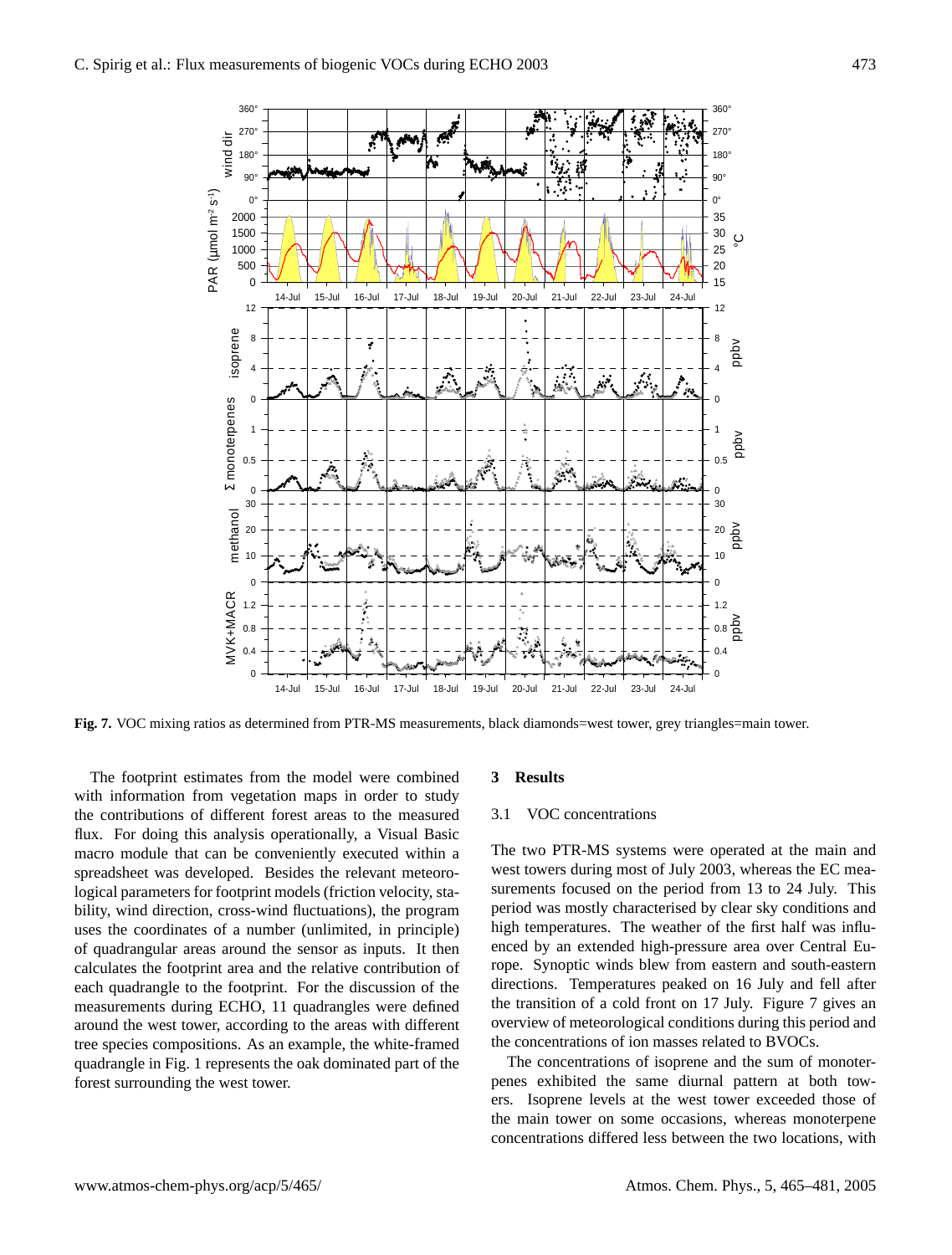**Fig. 7.** VOC mixing ratios as determined from PTR-MS measurements, black diamonds=west tower, grey triangles=main tower.

The footprint estimates from the model were combined with information from vegetation maps in order to study the contributions of different forest areas to the measured flux. For doing this analysis operationally, a Visual Basic macro module that can be conveniently executed within a spreadsheet was developed. Besides the relevant meteorological parameters for footprint models (friction velocity, stability, wind direction, cross-wind fluctuations), the program uses the coordinates of a number (unlimited, in principle) of quadrangular areas around the sensor as inputs. It then calculates the footprint area and the relative contribution of each quadrangle to the footprint. For the discussion of the measurements during ECHO, 11 quadrangles were defined around the west tower, according to the areas with different tree species compositions. As an example, the white-framed quadrangle in Fig. 1 represents the oak dominated part of the forest surrounding the west tower.

## 3 Results

### 3.1 VOC concentrations

The two PTR-MS systems were operated at the main and west towers during most of July 2003, whereas the EC measurements focused on the period from 13 to 24 July. This period was mostly characterised by clear sky conditions and high temperatures. The weather of the first half was influenced by an extended high-pressure area over Central Europe. Synoptic winds blew from eastern and south-eastern directions. Temperatures peaked on 16 July and fell after the transition of a cold front on 17 July. Figure 7 gives an overview of meteorological conditions during this period and the concentrations of ion masses related to BVOCs.

The concentrations of isoprene and the sum of monoterpenes exhibited the same diurnal pattern at both towers. Isoprene levels at the west tower exceeded those of the main tower on some occasions, whereas monoterpene concentrations differed less between the two locations, with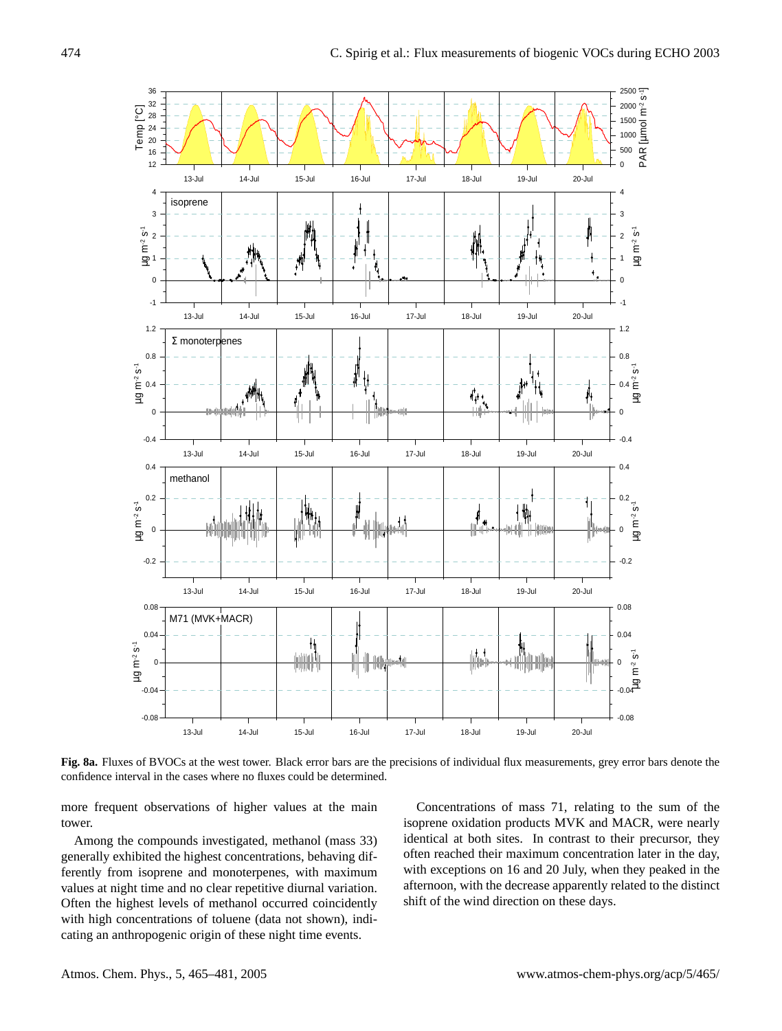**Fig. 8a.** Fluxes of BVOCs at the west tower. Black error bars are the precisions of individual flux measurements, grey error bars denote the confidence interval in the cases where no fluxes could be determined.

more frequent observations of higher values at the main tower.

Among the compounds investigated, methanol (mass 33) generally exhibited the highest concentrations, behaving differently from isoprene and monoterpenes, with maximum values at night time and no clear repetitive diurnal variation. Often the highest levels of methanol occurred coincidently with high concentrations of toluene (data not shown), indicating an anthropogenic origin of these night time events.

Concentrations of mass 71, relating to the sum of the isoprene oxidation products MVK and MACR, were nearly identical at both sites. In contrast to their precursor, they often reached their maximum concentration later in the day, with exceptions on 16 and 20 July, when they peaked in the afternoon, with the decrease apparently related to the distinct shift of the wind direction on these days.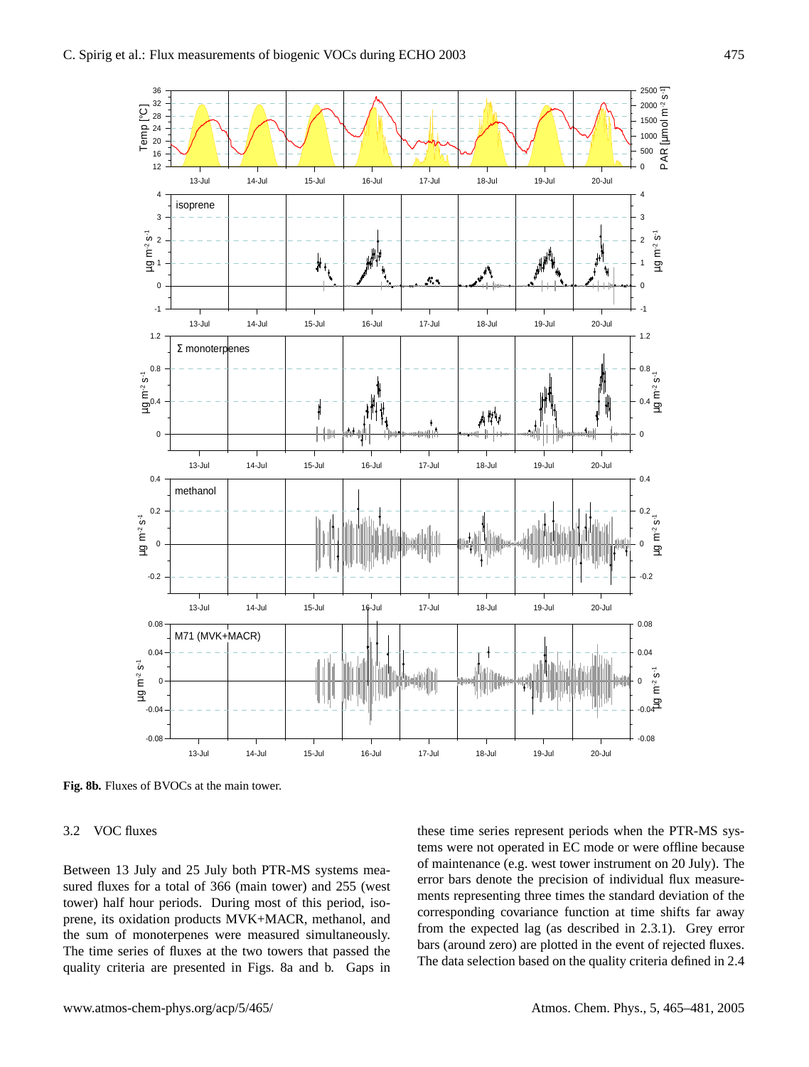**Fig. 8b.** Fluxes of BVOCs at the main tower.

### 3.2 VOC fluxes

Between 13 July and 25 July both PTR-MS systems measured fluxes for a total of 366 (main tower) and 255 (west tower) half hour periods. During most of this period, isoprene, its oxidation products MVK+MACR, methanol, and the sum of monoterpenes were measured simultaneously. The time series of fluxes at the two towers that passed the quality criteria are presented in Figs. 8a and b. Gaps in these time series represent periods when the PTR-MS systems were not operated in EC mode or were offline because of maintenance (e.g. west tower instrument on 20 July). The error bars denote the precision of individual flux measurements representing three times the standard deviation of the corresponding covariance function at time shifts far away from the expected lag (as described in 2.3.1). Grey error bars (around zero) are plotted in the event of rejected fluxes. The data selection based on the quality criteria defined in 2.4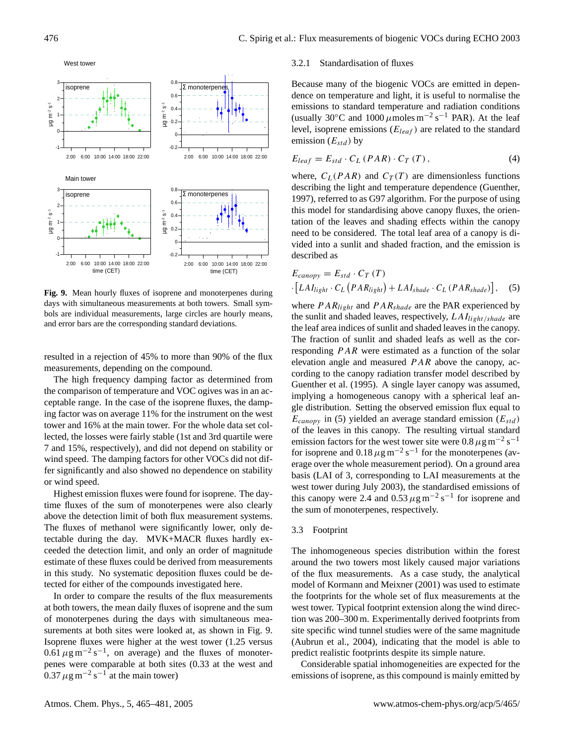**Fig. 9.** Mean hourly fluxes of isoprene and monoterpenes during days with simultaneous measurements at both towers. Small symbols are individual measurements, large circles are hourly means, and error bars are the corresponding standard deviations.

resulted in a rejection of 45% to more than 90% of the flux measurements, depending on the compound.

The high frequency damping factor as determined from the comparison of temperature and VOC ogives was in an acceptable range. In the case of the isoprene fluxes, the damping factor was on average 11% for the instrument on the west tower and 16% at the main tower. For the whole data set collected, the losses were fairly stable (1st and 3rd quartile were 7 and 15%, respectively), and did not depend on stability or wind speed. The damping factors for other VOCs did not differ significantly and also showed no dependence on stability or wind speed.

Highest emission fluxes were found for isoprene. The daytime fluxes of the sum of monoterpenes were also clearly above the detection limit of both flux measurement systems. The fluxes of methanol were significantly lower, only detectable during the day. MVK+MACR fluxes hardly exceeded the detection limit, and only an order of magnitude estimate of these fluxes could be derived from measurements in this study. No systematic deposition fluxes could be detected for either of the compounds investigated here.

In order to compare the results of the flux measurements at both towers, the mean daily fluxes of isoprene and the sum of monoterpenes during the days with simultaneous measurements at both sites were looked at, as shown in Fig. 9. Isoprene fluxes were higher at the west tower (1.25 versus 0.61 $\mu g\, m^{-2}\, s^{-1}$, on average) and the fluxes of monoterpenes were comparable at both sites (0.33 at the west and 0.37 $\mu g\, m^{-2}\, s^{-1}$ at the main tower)

### 3.2.1 Standardisation of fluxes

Because many of the biogenic VOCs are emitted in dependence on temperature and light, it is useful to normalise the emissions to standard temperature and radiation conditions (usually 30°C and 1000 $\mu$moles $m^{-2}\, s^{-1}$ PAR). At the leaf level, isoprene emissions ($E_{leaf}$) are related to the standard emission ($E_{std}$) by

$$E_{leaf} = E_{std} \cdot C_L\,(PAR) \cdot C_T\,(T)\,, \tag{4}$$

where, $C_L(PAR)$ and $C_T(T)$ are dimensionless functions describing the light and temperature dependence (Guenther, 1997), referred to as G97 algorithm. For the purpose of using this model for standardising above canopy fluxes, the orientation of the leaves and shading effects within the canopy need to be considered. The total leaf area of a canopy is divided into a sunlit and shaded fraction, and the emission is described as

$$E_{canopy} = E_{std} \cdot C_T\,(T) \cdot \left[LAI_{light} \cdot C_L\left(PAR_{light}\right) + LAI_{shade} \cdot C_L\left(PAR_{shade}\right)\right], \tag{5}$$

where $PAR_{light}$ and $PAR_{shade}$ are the PAR experienced by the sunlit and shaded leaves, respectively, $LAI_{light/shade}$ are the leaf area indices of sunlit and shaded leaves in the canopy. The fraction of sunlit and shaded leafs as well as the corresponding $PAR$ were estimated as a function of the solar elevation angle and measured $PAR$ above the canopy, according to the canopy radiation transfer model described by Guenther et al. (1995). A single layer canopy was assumed, implying a homogeneous canopy with a spherical leaf angle distribution. Setting the observed emission flux equal to $E_{canopy}$ in (5) yielded an average standard emission ($E_{std}$) of the leaves in this canopy. The resulting virtual standard emission factors for the west tower site were 0.8 $\mu g\, m^{-2}\, s^{-1}$ for isoprene and 0.18 $\mu g\, m^{-2}\, s^{-1}$ for the monoterpenes (average over the whole measurement period). On a ground area basis (LAI of 3, corresponding to LAI measurements at the west tower during July 2003), the standardised emissions of this canopy were 2.4 and 0.53 $\mu g\, m^{-2}\, s^{-1}$ for isoprene and the sum of monoterpenes, respectively.

## 3.3 Footprint

The inhomogeneous species distribution within the forest around the two towers most likely caused major variations of the flux measurements. As a case study, the analytical model of Kormann and Meixner (2001) was used to estimate the footprints for the whole set of flux measurements at the west tower. Typical footprint extension along the wind direction was 200–300 m. Experimentally derived footprints from site specific wind tunnel studies were of the same magnitude (Aubrun et al., 2004), indicating that the model is able to predict realistic footprints despite its simple nature.

Considerable spatial inhomogeneities are expected for the emissions of isoprene, as this compound is mainly emitted by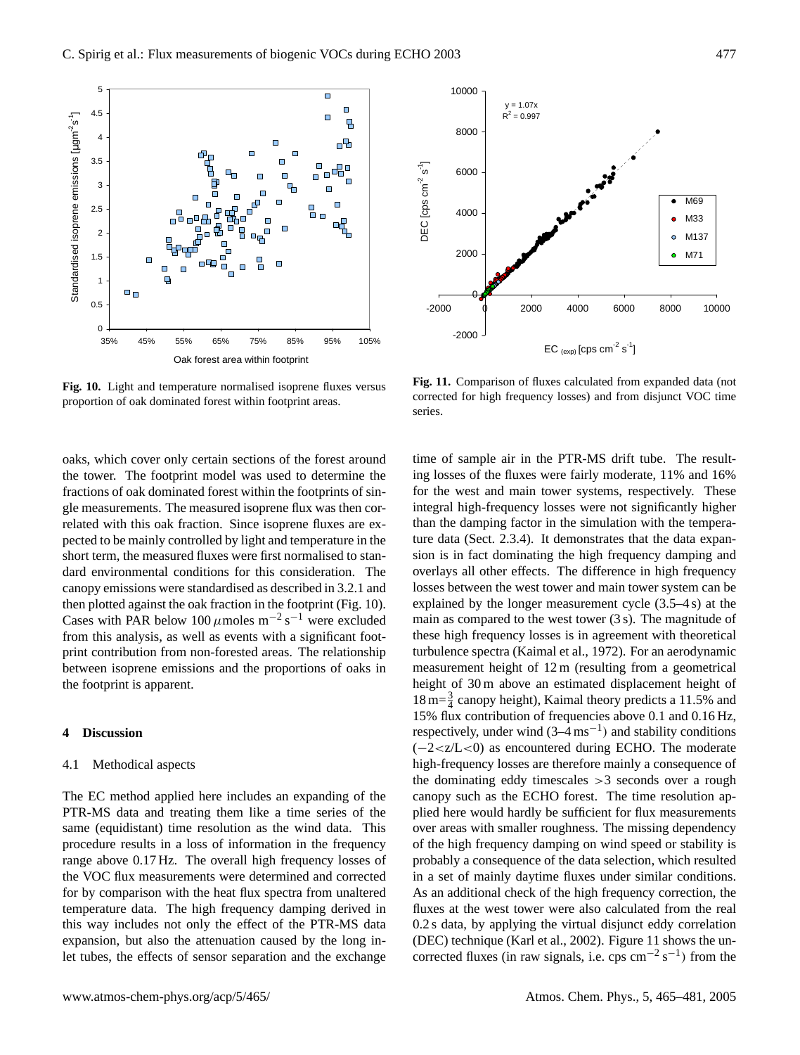**Fig. 10.** Light and temperature normalised isoprene fluxes versus proportion of oak dominated forest within footprint areas.

**Fig. 11.** Comparison of fluxes calculated from expanded data (not corrected for high frequency losses) and from disjunct VOC time series.

oaks, which cover only certain sections of the forest around the tower. The footprint model was used to determine the fractions of oak dominated forest within the footprints of single measurements. The measured isoprene flux was then correlated with this oak fraction. Since isoprene fluxes are expected to be mainly controlled by light and temperature in the short term, the measured fluxes were first normalised to standard environmental conditions for this consideration. The canopy emissions were standardised as described in 3.2.1 and then plotted against the oak fraction in the footprint (Fig. 10). Cases with PAR below 100 $\mu$moles $m^{-2} s^{-1}$ were excluded from this analysis, as well as events with a significant footprint contribution from non-forested areas. The relationship between isoprene emissions and the proportions of oaks in the footprint is apparent.

## 4 Discussion

### 4.1 Methodical aspects

The EC method applied here includes an expanding of the PTR-MS data and treating them like a time series of the same (equidistant) time resolution as the wind data. This procedure results in a loss of information in the frequency range above 0.17 Hz. The overall high frequency losses of the VOC flux measurements were determined and corrected for by comparison with the heat flux spectra from unaltered temperature data. The high frequency damping derived in this way includes not only the effect of the PTR-MS data expansion, but also the attenuation caused by the long inlet tubes, the effects of sensor separation and the exchange time of sample air in the PTR-MS drift tube. The resulting losses of the fluxes were fairly moderate, 11% and 16% for the west and main tower systems, respectively. These integral high-frequency losses were not significantly higher than the damping factor in the simulation with the temperature data (Sect. 2.3.4). It demonstrates that the data expansion is in fact dominating the high frequency damping and overlays all other effects. The difference in high frequency losses between the west tower and main tower system can be explained by the longer measurement cycle (3.5–4 s) at the main as compared to the west tower (3 s). The magnitude of these high frequency losses is in agreement with theoretical turbulence spectra (Kaimal et al., 1972). For an aerodynamic measurement height of 12 m (resulting from a geometrical height of 30 m above an estimated displacement height of 18 m=$\frac{3}{4}$ canopy height), Kaimal theory predicts a 11.5% and 15% flux contribution of frequencies above 0.1 and 0.16 Hz, respectively, under wind (3–4 $m s^{-1}$) and stability conditions ($-2<z/L<0$) as encountered during ECHO. The moderate high-frequency losses are therefore mainly a consequence of the dominating eddy timescales >3 seconds over a rough canopy such as the ECHO forest. The time resolution applied here would hardly be sufficient for flux measurements over areas with smaller roughness. The missing dependency of the high frequency damping on wind speed or stability is probably a consequence of the data selection, which resulted in a set of mainly daytime fluxes under similar conditions. As an additional check of the high frequency correction, the fluxes at the west tower were also calculated from the real 0.2 s data, by applying the virtual disjunct eddy correlation (DEC) technique (Karl et al., 2002). Figure 11 shows the uncorrected fluxes (in raw signals, i.e. cps $cm^{-2} s^{-1}$) from the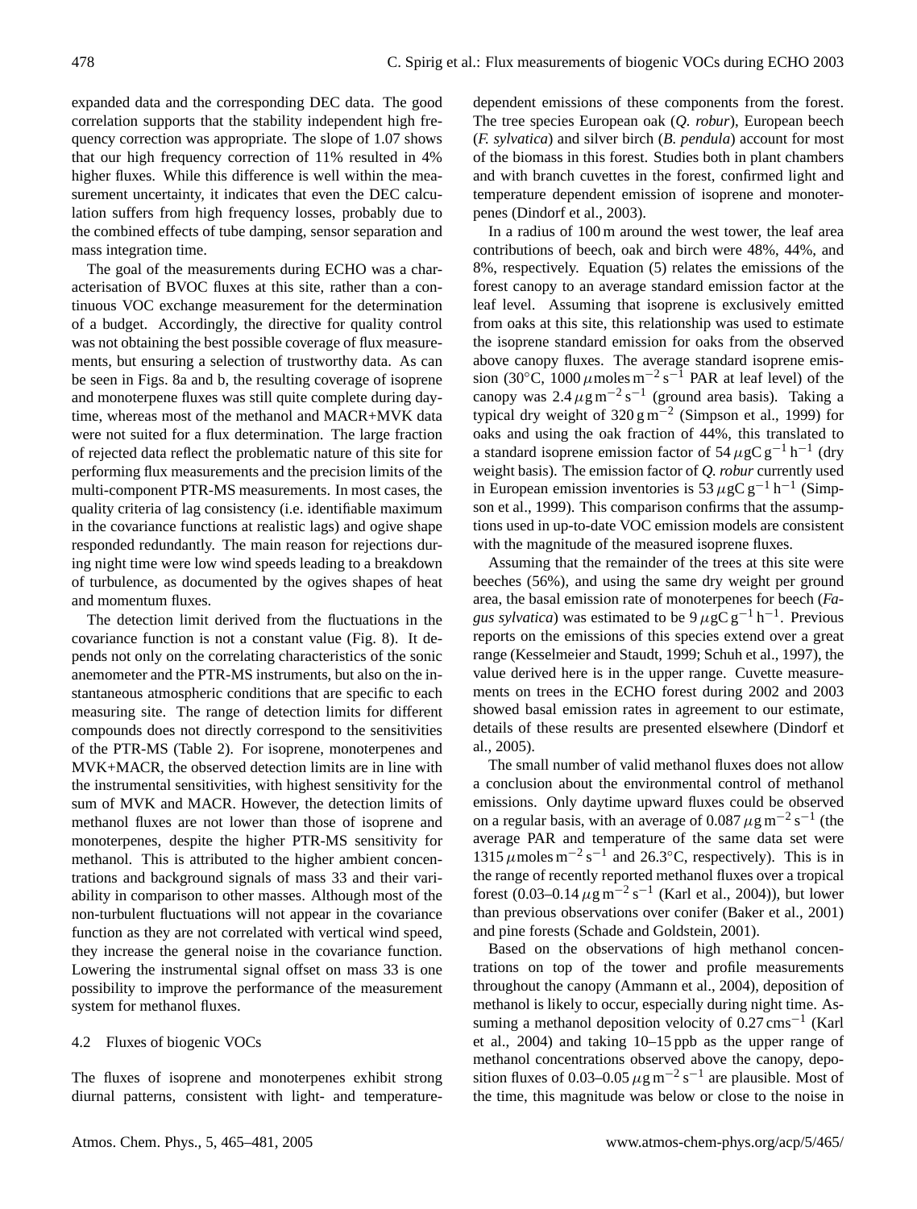expanded data and the corresponding DEC data. The good correlation supports that the stability independent high frequency correction was appropriate. The slope of 1.07 shows that our high frequency correction of 11% resulted in 4% higher fluxes. While this difference is well within the measurement uncertainty, it indicates that even the DEC calculation suffers from high frequency losses, probably due to the combined effects of tube damping, sensor separation and mass integration time.

The goal of the measurements during ECHO was a characterisation of BVOC fluxes at this site, rather than a continuous VOC exchange measurement for the determination of a budget. Accordingly, the directive for quality control was not obtaining the best possible coverage of flux measurements, but ensuring a selection of trustworthy data. As can be seen in Figs. 8a and b, the resulting coverage of isoprene and monoterpene fluxes was still quite complete during daytime, whereas most of the methanol and MACR+MVK data were not suited for a flux determination. The large fraction of rejected data reflect the problematic nature of this site for performing flux measurements and the precision limits of the multi-component PTR-MS measurements. In most cases, the quality criteria of lag consistency (i.e. identifiable maximum in the covariance functions at realistic lags) and ogive shape responded redundantly. The main reason for rejections during night time were low wind speeds leading to a breakdown of turbulence, as documented by the ogives shapes of heat and momentum fluxes.

The detection limit derived from the fluctuations in the covariance function is not a constant value (Fig. 8). It depends not only on the correlating characteristics of the sonic anemometer and the PTR-MS instruments, but also on the instantaneous atmospheric conditions that are specific to each measuring site. The range of detection limits for different compounds does not directly correspond to the sensitivities of the PTR-MS (Table 2). For isoprene, monoterpenes and MVK+MACR, the observed detection limits are in line with the instrumental sensitivities, with highest sensitivity for the sum of MVK and MACR. However, the detection limits of methanol fluxes are not lower than those of isoprene and monoterpenes, despite the higher PTR-MS sensitivity for methanol. This is attributed to the higher ambient concentrations and background signals of mass 33 and their variability in comparison to other masses. Although most of the non-turbulent fluctuations will not appear in the covariance function as they are not correlated with vertical wind speed, they increase the general noise in the covariance function. Lowering the instrumental signal offset on mass 33 is one possibility to improve the performance of the measurement system for methanol fluxes.

### 4.2 Fluxes of biogenic VOCs

The fluxes of isoprene and monoterpenes exhibit strong diurnal patterns, consistent with light- and temperature-dependent emissions of these components from the forest. The tree species European oak (*Q. robur*), European beech (*F. sylvatica*) and silver birch (*B. pendula*) account for most of the biomass in this forest. Studies both in plant chambers and with branch cuvettes in the forest, confirmed light and temperature dependent emission of isoprene and monoterpenes (Dindorf et al., 2003).

In a radius of 100 m around the west tower, the leaf area contributions of beech, oak and birch were 48%, 44%, and 8%, respectively. Equation (5) relates the emissions of the forest canopy to an average standard emission factor at the leaf level. Assuming that isoprene is exclusively emitted from oaks at this site, this relationship was used to estimate the isoprene standard emission for oaks from the observed above canopy fluxes. The average standard isoprene emission (30°C, 1000 $\mu$moles m$^{-2}$ s$^{-1}$ PAR at leaf level) of the canopy was 2.4 $\mu$g m$^{-2}$ s$^{-1}$ (ground area basis). Taking a typical dry weight of 320 g m$^{-2}$ (Simpson et al., 1999) for oaks and using the oak fraction of 44%, this translated to a standard isoprene emission factor of 54 $\mu$gC g$^{-1}$ h$^{-1}$ (dry weight basis). The emission factor of *Q. robur* currently used in European emission inventories is 53 $\mu$gC g$^{-1}$ h$^{-1}$ (Simpson et al., 1999). This comparison confirms that the assumptions used in up-to-date VOC emission models are consistent with the magnitude of the measured isoprene fluxes.

Assuming that the remainder of the trees at this site were beeches (56%), and using the same dry weight per ground area, the basal emission rate of monoterpenes for beech (*Fagus sylvatica*) was estimated to be 9 $\mu$gC g$^{-1}$ h$^{-1}$. Previous reports on the emissions of this species extend over a great range (Kesselmeier and Staudt, 1999; Schuh et al., 1997), the value derived here is in the upper range. Cuvette measurements on trees in the ECHO forest during 2002 and 2003 showed basal emission rates in agreement to our estimate, details of these results are presented elsewhere (Dindorf et al., 2005).

The small number of valid methanol fluxes does not allow a conclusion about the environmental control of methanol emissions. Only daytime upward fluxes could be observed on a regular basis, with an average of 0.087 $\mu$g m$^{-2}$ s$^{-1}$ (the average PAR and temperature of the same data set were 1315 $\mu$moles m$^{-2}$ s$^{-1}$ and 26.3°C, respectively). This is in the range of recently reported methanol fluxes over a tropical forest (0.03–0.14 $\mu$g m$^{-2}$ s$^{-1}$ (Karl et al., 2004)), but lower than previous observations over conifer (Baker et al., 2001) and pine forests (Schade and Goldstein, 2001).

Based on the observations of high methanol concentrations on top of the tower and profile measurements throughout the canopy (Ammann et al., 2004), deposition of methanol is likely to occur, especially during night time. Assuming a methanol deposition velocity of 0.27 cm s$^{-1}$ (Karl et al., 2004) and taking 10–15 ppb as the upper range of methanol concentrations observed above the canopy, deposition fluxes of 0.03–0.05 $\mu$g m$^{-2}$ s$^{-1}$ are plausible. Most of the time, this magnitude was below or close to the noise in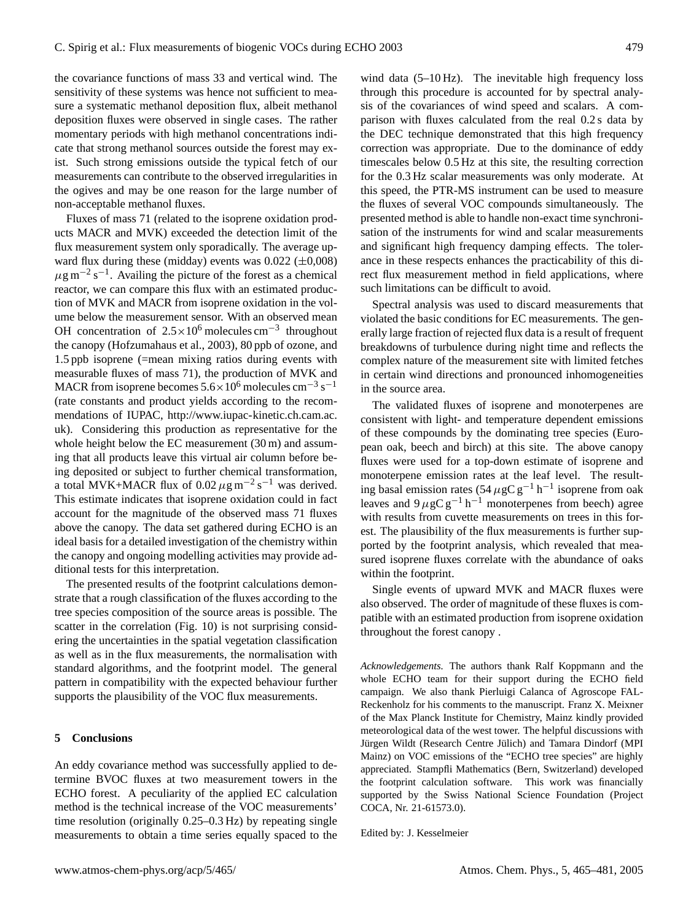the covariance functions of mass 33 and vertical wind. The sensitivity of these systems was hence not sufficient to measure a systematic methanol deposition flux, albeit methanol deposition fluxes were observed in single cases. The rather momentary periods with high methanol concentrations indicate that strong methanol sources outside the forest may exist. Such strong emissions outside the typical fetch of our measurements can contribute to the observed irregularities in the ogives and may be one reason for the large number of non-acceptable methanol fluxes.

Fluxes of mass 71 (related to the isoprene oxidation products MACR and MVK) exceeded the detection limit of the flux measurement system only sporadically. The average upward flux during these (midday) events was 0.022 ($\pm$0,008) $\mu g\,m^{-2}\,s^{-1}$. Availing the picture of the forest as a chemical reactor, we can compare this flux with an estimated production of MVK and MACR from isoprene oxidation in the volume below the measurement sensor. With an observed mean OH concentration of $2.5\times10^{6}$ molecules $cm^{-3}$ throughout the canopy (Hofzumahaus et al., 2003), 80 ppb of ozone, and 1.5 ppb isoprene (=mean mixing ratios during events with measurable fluxes of mass 71), the production of MVK and MACR from isoprene becomes $5.6\times10^{6}$ molecules $cm^{-3}\,s^{-1}$ (rate constants and product yields according to the recommendations of IUPAC, http://www.iupac-kinetic.ch.cam.ac.uk). Considering this production as representative for the whole height below the EC measurement (30 m) and assuming that all products leave this virtual air column before being deposited or subject to further chemical transformation, a total MVK+MACR flux of 0.02 $\mu g\,m^{-2}\,s^{-1}$ was derived. This estimate indicates that isoprene oxidation could in fact account for the magnitude of the observed mass 71 fluxes above the canopy. The data set gathered during ECHO is an ideal basis for a detailed investigation of the chemistry within the canopy and ongoing modelling activities may provide additional tests for this interpretation.

The presented results of the footprint calculations demonstrate that a rough classification of the fluxes according to the tree species composition of the source areas is possible. The scatter in the correlation (Fig. 10) is not surprising considering the uncertainties in the spatial vegetation classification as well as in the flux measurements, the normalisation with standard algorithms, and the footprint model. The general pattern in compatibility with the expected behaviour further supports the plausibility of the VOC flux measurements.

## 5 Conclusions

An eddy covariance method was successfully applied to determine BVOC fluxes at two measurement towers in the ECHO forest. A peculiarity of the applied EC calculation method is the technical increase of the VOC measurements' time resolution (originally 0.25–0.3 Hz) by repeating single measurements to obtain a time series equally spaced to the wind data (5–10 Hz). The inevitable high frequency loss through this procedure is accounted for by spectral analysis of the covariances of wind speed and scalars. A comparison with fluxes calculated from the real 0.2 s data by the DEC technique demonstrated that this high frequency correction was appropriate. Due to the dominance of eddy timescales below 0.5 Hz at this site, the resulting correction for the 0.3 Hz scalar measurements was only moderate. At this speed, the PTR-MS instrument can be used to measure the fluxes of several VOC compounds simultaneously. The presented method is able to handle non-exact time synchronisation of the instruments for wind and scalar measurements and significant high frequency damping effects. The tolerance in these respects enhances the practicability of this direct flux measurement method in field applications, where such limitations can be difficult to avoid.

Spectral analysis was used to discard measurements that violated the basic conditions for EC measurements. The generally large fraction of rejected flux data is a result of frequent breakdowns of turbulence during night time and reflects the complex nature of the measurement site with limited fetches in certain wind directions and pronounced inhomogeneities in the source area.

The validated fluxes of isoprene and monoterpenes are consistent with light- and temperature dependent emissions of these compounds by the dominating tree species (European oak, beech and birch) at this site. The above canopy fluxes were used for a top-down estimate of isoprene and monoterpene emission rates at the leaf level. The resulting basal emission rates (54 $\mu gC\,g^{-1}\,h^{-1}$ isoprene from oak leaves and 9 $\mu gC\,g^{-1}\,h^{-1}$ monoterpenes from beech) agree with results from cuvette measurements on trees in this forest. The plausibility of the flux measurements is further supported by the footprint analysis, which revealed that measured isoprene fluxes correlate with the abundance of oaks within the footprint.

Single events of upward MVK and MACR fluxes were also observed. The order of magnitude of these fluxes is compatible with an estimated production from isoprene oxidation throughout the forest canopy .

*Acknowledgements.* The authors thank Ralf Koppmann and the whole ECHO team for their support during the ECHO field campaign. We also thank Pierluigi Calanca of Agroscope FAL-Reckenholz for his comments to the manuscript. Franz X. Meixner of the Max Planck Institute for Chemistry, Mainz kindly provided meteorological data of the west tower. The helpful discussions with Jürgen Wildt (Research Centre Jülich) and Tamara Dindorf (MPI Mainz) on VOC emissions of the "ECHO tree species" are highly appreciated. Stampfli Mathematics (Bern, Switzerland) developed the footprint calculation software. This work was financially supported by the Swiss National Science Foundation (Project COCA, Nr. 21-61573.0).

Edited by: J. Kesselmeier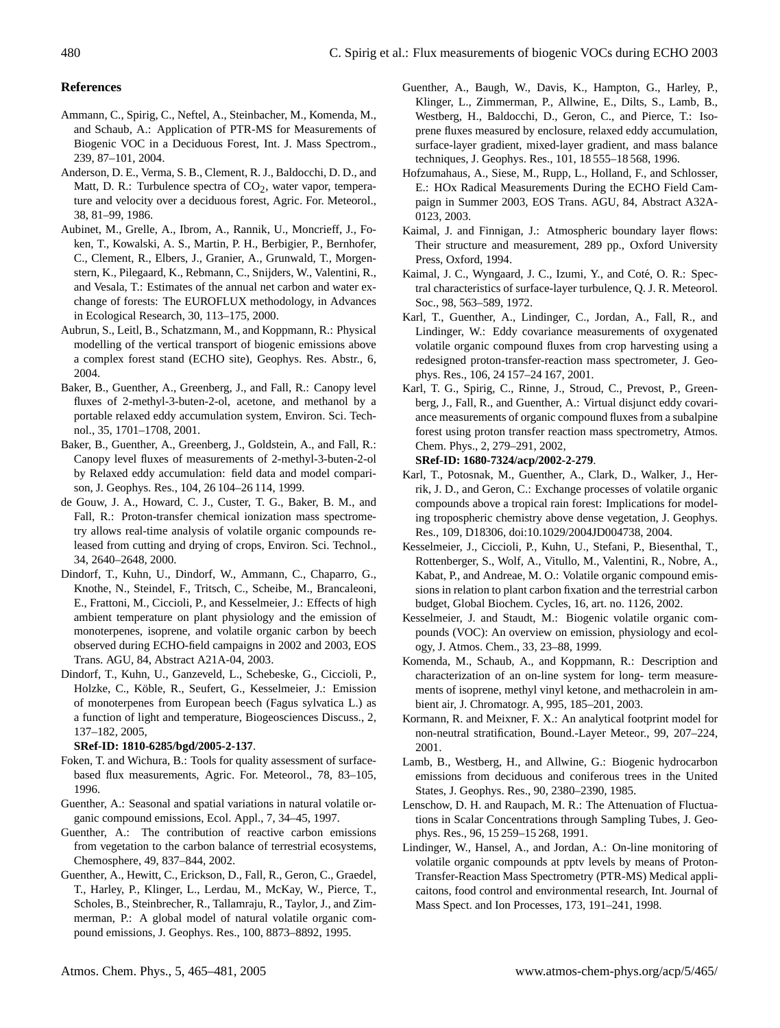## References

Ammann, C., Spirig, C., Neftel, A., Steinbacher, M., Komenda, M., and Schaub, A.: Application of PTR-MS for Measurements of Biogenic VOC in a Deciduous Forest, Int. J. Mass Spectrom., 239, 87–101, 2004.

Anderson, D. E., Verma, S. B., Clement, R. J., Baldocchi, D. D., and Matt, D. R.: Turbulence spectra of $CO_2$, water vapor, temperature and velocity over a deciduous forest, Agric. For. Meteorol., 38, 81–99, 1986.

Aubinet, M., Grelle, A., Ibrom, A., Rannik, U., Moncrieff, J., Foken, T., Kowalski, A. S., Martin, P. H., Berbigier, P., Bernhofer, C., Clement, R., Elbers, J., Granier, A., Grunwald, T., Morgenstern, K., Pilegaard, K., Rebmann, C., Snijders, W., Valentini, R., and Vesala, T.: Estimates of the annual net carbon and water exchange of forests: The EUROFLUX methodology, in Advances in Ecological Research, 30, 113–175, 2000.

Aubrun, S., Leitl, B., Schatzmann, M., and Koppmann, R.: Physical modelling of the vertical transport of biogenic emissions above a complex forest stand (ECHO site), Geophys. Res. Abstr., 6, 2004.

Baker, B., Guenther, A., Greenberg, J., and Fall, R.: Canopy level fluxes of 2-methyl-3-buten-2-ol, acetone, and methanol by a portable relaxed eddy accumulation system, Environ. Sci. Technol., 35, 1701–1708, 2001.

Baker, B., Guenther, A., Greenberg, J., Goldstein, A., and Fall, R.: Canopy level fluxes of measurements of 2-methyl-3-buten-2-ol by Relaxed eddy accumulation: field data and model comparison, J. Geophys. Res., 104, 26 104–26 114, 1999.

de Gouw, J. A., Howard, C. J., Custer, T. G., Baker, B. M., and Fall, R.: Proton-transfer chemical ionization mass spectrometry allows real-time analysis of volatile organic compounds released from cutting and drying of crops, Environ. Sci. Technol., 34, 2640–2648, 2000.

Dindorf, T., Kuhn, U., Dindorf, W., Ammann, C., Chaparro, G., Knothe, N., Steindel, F., Tritsch, C., Scheibe, M., Brancaleoni, E., Frattoni, M., Ciccioli, P., and Kesselmeier, J.: Effects of high ambient temperature on plant physiology and the emission of monoterpenes, isoprene, and volatile organic carbon by beech observed during ECHO-field campaigns in 2002 and 2003, EOS Trans. AGU, 84, Abstract A21A-04, 2003.

Dindorf, T., Kuhn, U., Ganzeveld, L., Schebeske, G., Ciccioli, P., Holzke, C., Köble, R., Seufert, G., Kesselmeier, J.: Emission of monoterpenes from European beech (Fagus sylvatica L.) as a function of light and temperature, Biogeosciences Discuss., 2, 137–182, 2005,
**SRef-ID: 1810-6285/bgd/2005-2-137**.

Foken, T. and Wichura, B.: Tools for quality assessment of surface-based flux measurements, Agric. For. Meteorol., 78, 83–105, 1996.

Guenther, A.: Seasonal and spatial variations in natural volatile organic compound emissions, Ecol. Appl., 7, 34–45, 1997.

Guenther, A.: The contribution of reactive carbon emissions from vegetation to the carbon balance of terrestrial ecosystems, Chemosphere, 49, 837–844, 2002.

Guenther, A., Hewitt, C., Erickson, D., Fall, R., Geron, C., Graedel, T., Harley, P., Klinger, L., Lerdau, M., McKay, W., Pierce, T., Scholes, B., Steinbrecher, R., Tallamraju, R., Taylor, J., and Zimmerman, P.: A global model of natural volatile organic compound emissions, J. Geophys. Res., 100, 8873–8892, 1995.

Guenther, A., Baugh, W., Davis, K., Hampton, G., Harley, P., Klinger, L., Zimmerman, P., Allwine, E., Dilts, S., Lamb, B., Westberg, H., Baldocchi, D., Geron, C., and Pierce, T.: Isoprene fluxes measured by enclosure, relaxed eddy accumulation, surface-layer gradient, mixed-layer gradient, and mass balance techniques, J. Geophys. Res., 101, 18 555–18 568, 1996.

Hofzumahaus, A., Siese, M., Rupp, L., Holland, F., and Schlosser, E.: HOx Radical Measurements During the ECHO Field Campaign in Summer 2003, EOS Trans. AGU, 84, Abstract A32A-0123, 2003.

Kaimal, J. and Finnigan, J.: Atmospheric boundary layer flows: Their structure and measurement, 289 pp., Oxford University Press, Oxford, 1994.

Kaimal, J. C., Wyngaard, J. C., Izumi, Y., and Coté, O. R.: Spectral characteristics of surface-layer turbulence, Q. J. R. Meteorol. Soc., 98, 563–589, 1972.

Karl, T., Guenther, A., Lindinger, C., Jordan, A., Fall, R., and Lindinger, W.: Eddy covariance measurements of oxygenated volatile organic compound fluxes from crop harvesting using a redesigned proton-transfer-reaction mass spectrometer, J. Geophys. Res., 106, 24 157–24 167, 2001.

Karl, T. G., Spirig, C., Rinne, J., Stroud, C., Prevost, P., Greenberg, J., Fall, R., and Guenther, A.: Virtual disjunct eddy covariance measurements of organic compound fluxes from a subalpine forest using proton transfer reaction mass spectrometry, Atmos. Chem. Phys., 2, 279–291, 2002,
**SRef-ID: 1680-7324/acp/2002-2-279**.

Karl, T., Potosnak, M., Guenther, A., Clark, D., Walker, J., Herrik, J. D., and Geron, C.: Exchange processes of volatile organic compounds above a tropical rain forest: Implications for modeling tropospheric chemistry above dense vegetation, J. Geophys. Res., 109, D18306, doi:10.1029/2004JD004738, 2004.

Kesselmeier, J., Ciccioli, P., Kuhn, U., Stefani, P., Biesenthal, T., Rottenberger, S., Wolf, A., Vitullo, M., Valentini, R., Nobre, A., Kabat, P., and Andreae, M. O.: Volatile organic compound emissions in relation to plant carbon fixation and the terrestrial carbon budget, Global Biochem. Cycles, 16, art. no. 1126, 2002.

Kesselmeier, J. and Staudt, M.: Biogenic volatile organic compounds (VOC): An overview on emission, physiology and ecology, J. Atmos. Chem., 33, 23–88, 1999.

Komenda, M., Schaub, A., and Koppmann, R.: Description and characterization of an on-line system for long- term measurements of isoprene, methyl vinyl ketone, and methacrolein in ambient air, J. Chromatogr. A, 995, 185–201, 2003.

Kormann, R. and Meixner, F. X.: An analytical footprint model for non-neutral stratification, Bound.-Layer Meteor., 99, 207–224, 2001.

Lamb, B., Westberg, H., and Allwine, G.: Biogenic hydrocarbon emissions from deciduous and coniferous trees in the United States, J. Geophys. Res., 90, 2380–2390, 1985.

Lenschow, D. H. and Raupach, M. R.: The Attenuation of Fluctuations in Scalar Concentrations through Sampling Tubes, J. Geophys. Res., 96, 15 259–15 268, 1991.

Lindinger, W., Hansel, A., and Jordan, A.: On-line monitoring of volatile organic compounds at pptv levels by means of Proton-Transfer-Reaction Mass Spectrometry (PTR-MS) Medical applicaitons, food control and environmental research, Int. Journal of Mass Spect. and Ion Processes, 173, 191–241, 1998.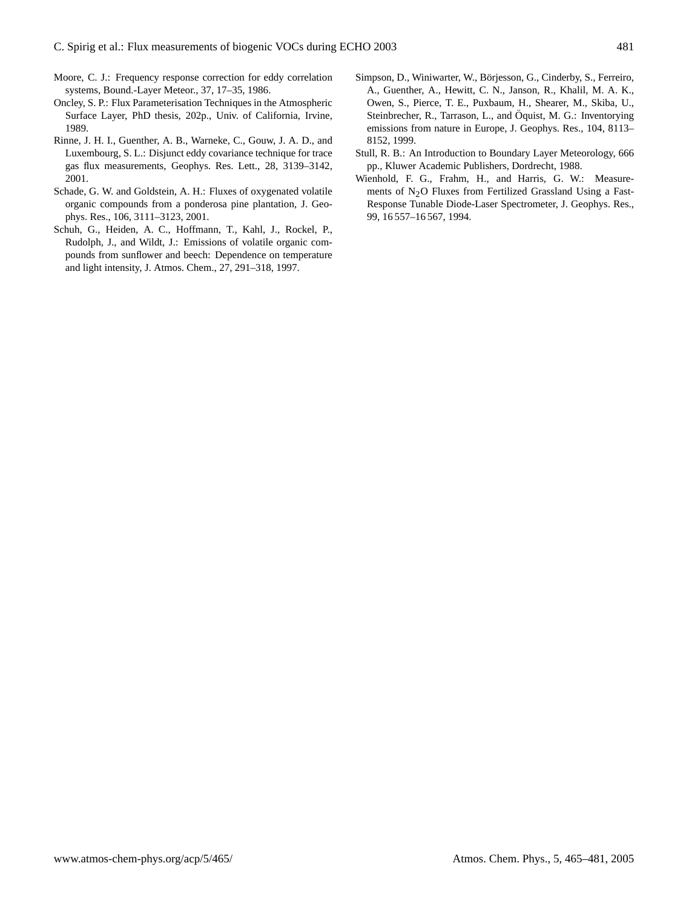Moore, C. J.: Frequency response correction for eddy correlation systems, Bound.-Layer Meteor., 37, 17–35, 1986.

Oncley, S. P.: Flux Parameterisation Techniques in the Atmospheric Surface Layer, PhD thesis, 202p., Univ. of California, Irvine, 1989.

Rinne, J. H. I., Guenther, A. B., Warneke, C., Gouw, J. A. D., and Luxembourg, S. L.: Disjunct eddy covariance technique for trace gas flux measurements, Geophys. Res. Lett., 28, 3139–3142, 2001.

Schade, G. W. and Goldstein, A. H.: Fluxes of oxygenated volatile organic compounds from a ponderosa pine plantation, J. Geophys. Res., 106, 3111–3123, 2001.

Schuh, G., Heiden, A. C., Hoffmann, T., Kahl, J., Rockel, P., Rudolph, J., and Wildt, J.: Emissions of volatile organic compounds from sunflower and beech: Dependence on temperature and light intensity, J. Atmos. Chem., 27, 291–318, 1997.

Simpson, D., Winiwarter, W., Börjesson, G., Cinderby, S., Ferreiro, A., Guenther, A., Hewitt, C. N., Janson, R., Khalil, M. A. K., Owen, S., Pierce, T. E., Puxbaum, H., Shearer, M., Skiba, U., Steinbrecher, R., Tarrason, L., and Öquist, M. G.: Inventorying emissions from nature in Europe, J. Geophys. Res., 104, 8113–8152, 1999.

Stull, R. B.: An Introduction to Boundary Layer Meteorology, 666 pp., Kluwer Academic Publishers, Dordrecht, 1988.

Wienhold, F. G., Frahm, H., and Harris, G. W.: Measurements of $N_2O$ Fluxes from Fertilized Grassland Using a Fast-Response Tunable Diode-Laser Spectrometer, J. Geophys. Res., 99, 16 557–16 567, 1994.